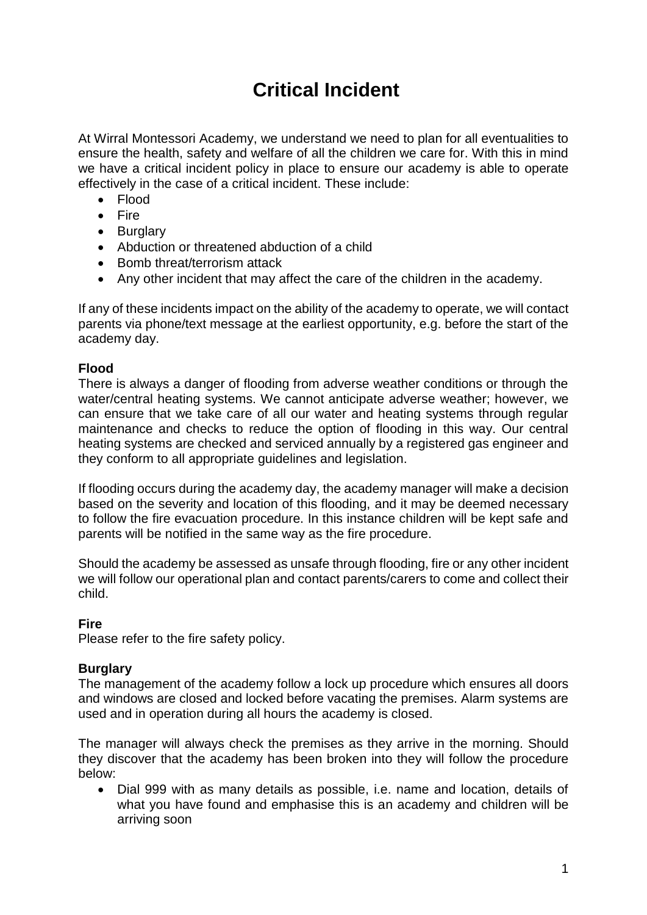# Critical Incident

At Wirral Montessori Academy, we understand we need to plan for all eventualities to ensure the health, safety and welfare of all the children we care for. With this in mind we have a critical incident policy in place to ensure our academy is able to operate effectively in the case of a critical incident. These include:

- Flood
- Fire
- Burglary
- Abduction or threatened abduction of a child
- Bomb threat/terrorism attack
- Any other incident that may affect the care of the children in the academy.

If any of these incidents impact on the ability of the academy to operate, we will contact parents via phone/text message at the earliest opportunity, e.g. before the start of the academy day.

**Flood**

There is always a danger of flooding from adverse weather conditions or through the water/central heating systems. We cannot anticipate adverse weather; however, we can ensure that we take care of all our water and heating systems through regular maintenance and checks to reduce the option of flooding in this way. Our central heating systems are checked and serviced annually by a registered gas engineer and they conform to all appropriate guidelines and legislation.

If flooding occurs during the academy day, the academy manager will make a decision based on the severity and location of this flooding, and it may be deemed necessary to follow the fire evacuation procedure. In this instance children will be kept safe and parents will be notified in the same way as the fire procedure.

Should the academy be assessed as unsafe through flooding, fire or any other incident we will follow our operational plan and contact parents/carers to come and collect their child.

**Fire**

Please refer to the fire safety policy.

**Burglary**

The management of the academy follow a lock up procedure which ensures all doors and windows are closed and locked before vacating the premises. Alarm systems are used and in operation during all hours the academy is closed.

The manager will always check the premises as they arrive in the morning. Should they discover that the academy has been broken into they will follow the procedure below:

- Dial 999 with as many details as possible, i.e. name and location, details of what you have found and emphasise this is an academy and children will be arriving soon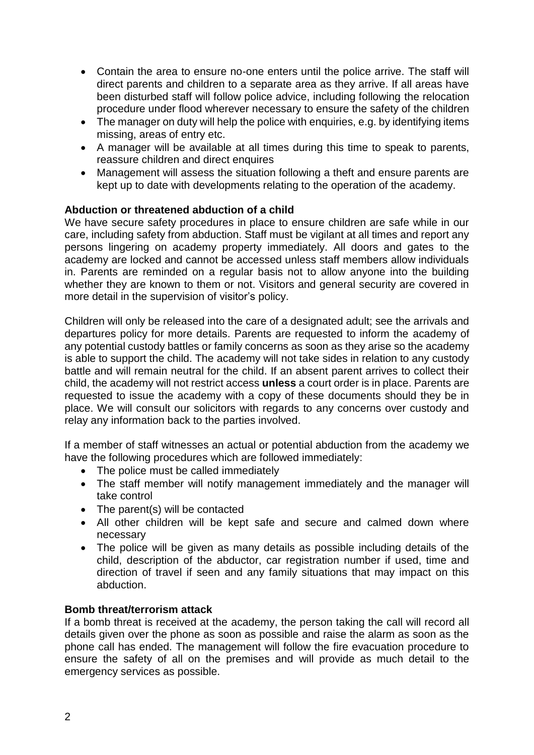- Contain the area to ensure no-one enters until the police arrive. The staff will direct parents and children to a separate area as they arrive. If all areas have been disturbed staff will follow police advice, including following the relocation procedure under flood wherever necessary to ensure the safety of the children
- The manager on duty will help the police with enquiries, e.g. by identifying items missing, areas of entry etc.
- A manager will be available at all times during this time to speak to parents, reassure children and direct enquires
- Management will assess the situation following a theft and ensure parents are kept up to date with developments relating to the operation of the academy.

**Abduction or threatened abduction of a child**

We have secure safety procedures in place to ensure children are safe while in our care, including safety from abduction. Staff must be vigilant at all times and report any persons lingering on academy property immediately. All doors and gates to the academy are locked and cannot be accessed unless staff members allow individuals in. Parents are reminded on a regular basis not to allow anyone into the building whether they are known to them or not. Visitors and general security are covered in more detail in the supervision of visitor's policy.

Children will only be released into the care of a designated adult; see the arrivals and departures policy for more details. Parents are requested to inform the academy of any potential custody battles or family concerns as soon as they arise so the academy is able to support the child. The academy will not take sides in relation to any custody battle and will remain neutral for the child. If an absent parent arrives to collect their child, the academy will not restrict access **unless** a court order is in place. Parents are requested to issue the academy with a copy of these documents should they be in place. We will consult our solicitors with regards to any concerns over custody and relay any information back to the parties involved.

If a member of staff witnesses an actual or potential abduction from the academy we have the following procedures which are followed immediately:

- The police must be called immediately
- The staff member will notify management immediately and the manager will take control
- The parent(s) will be contacted
- All other children will be kept safe and secure and calmed down where necessary
- The police will be given as many details as possible including details of the child, description of the abductor, car registration number if used, time and direction of travel if seen and any family situations that may impact on this abduction.

**Bomb threat/terrorism attack**

If a bomb threat is received at the academy, the person taking the call will record all details given over the phone as soon as possible and raise the alarm as soon as the phone call has ended. The management will follow the fire evacuation procedure to ensure the safety of all on the premises and will provide as much detail to the emergency services as possible.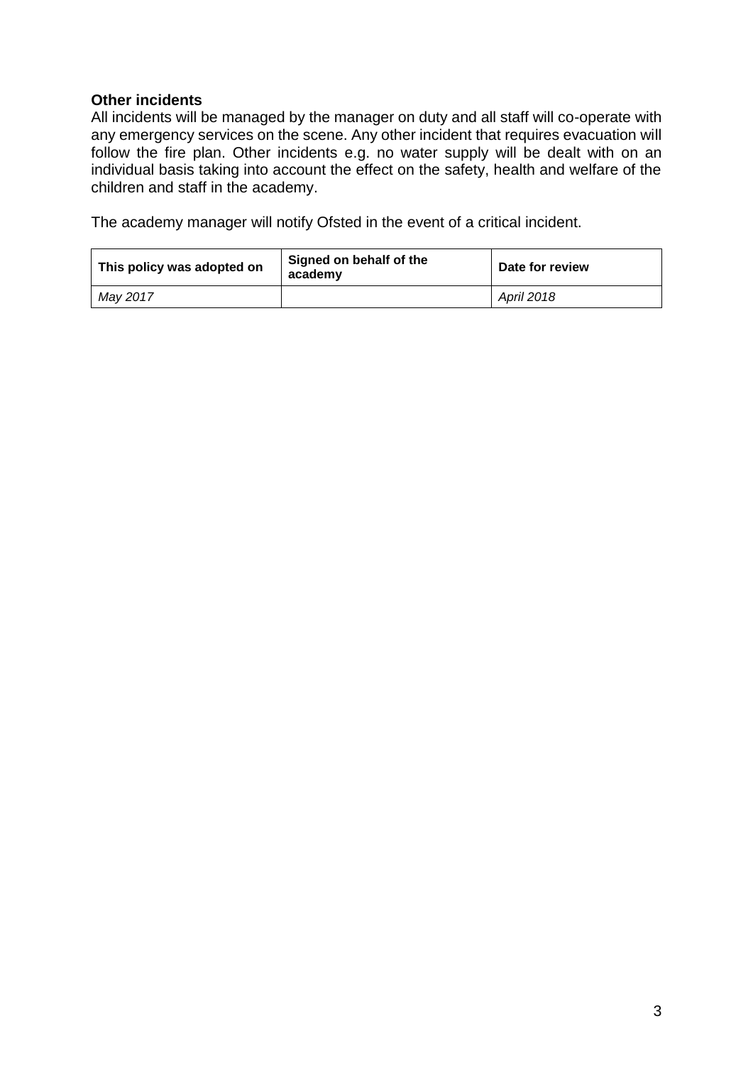### Other incidents

All incidents will be managed by the manager on duty and all staff will co-operate with any emergency services on the scene. Any other incident that requires evacuation will follow the fire plan. Other incidents e.g. no water supply will be dealt with on an individual basis taking into account the effect on the safety, health and welfare of the children and staff in the academy.

The academy manager will notify Ofsted in the event of a critical incident.

| This policy was adopted on | Signed on behalf of the academy | Date for review |
| --- | --- | --- |
| *May 2017* | | *April 2018* |